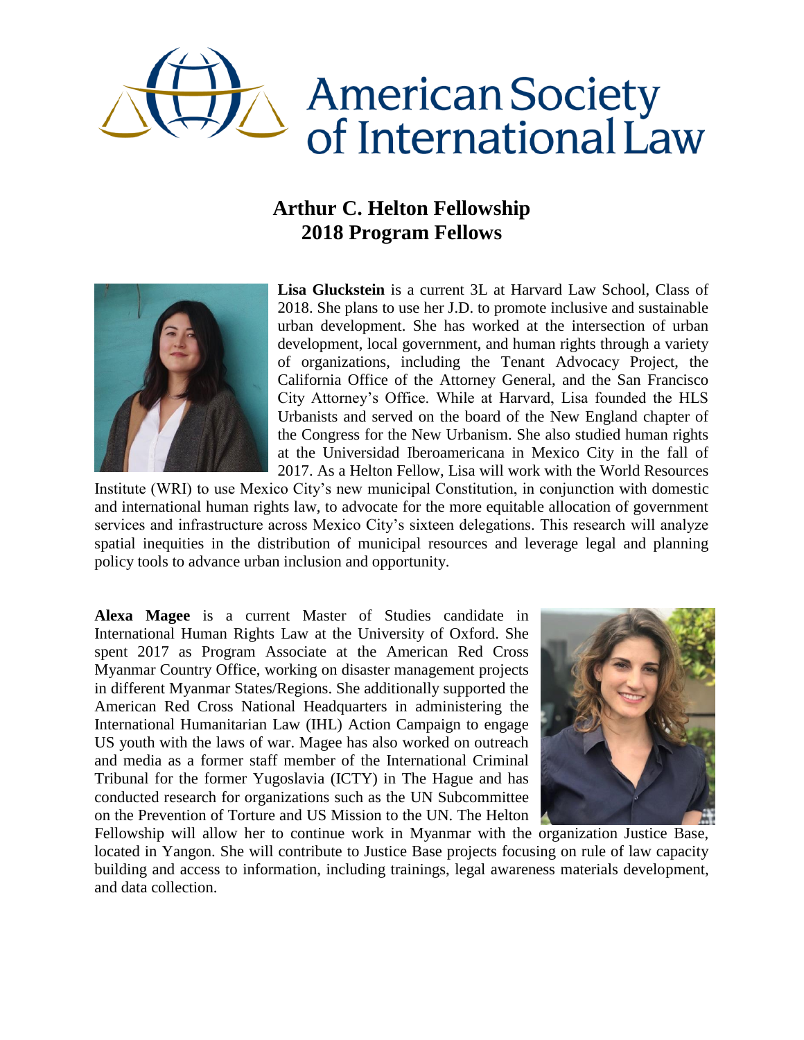American Society of International Law

# Arthur C. Helton Fellowship
# 2018 Program Fellows

**Lisa Gluckstein** is a current 3L at Harvard Law School, Class of 2018. She plans to use her J.D. to promote inclusive and sustainable urban development. She has worked at the intersection of urban development, local government, and human rights through a variety of organizations, including the Tenant Advocacy Project, the California Office of the Attorney General, and the San Francisco City Attorney's Office. While at Harvard, Lisa founded the HLS Urbanists and served on the board of the New England chapter of the Congress for the New Urbanism. She also studied human rights at the Universidad Iberoamericana in Mexico City in the fall of 2017. As a Helton Fellow, Lisa will work with the World Resources Institute (WRI) to use Mexico City's new municipal Constitution, in conjunction with domestic and international human rights law, to advocate for the more equitable allocation of government services and infrastructure across Mexico City's sixteen delegations. This research will analyze spatial inequities in the distribution of municipal resources and leverage legal and planning policy tools to advance urban inclusion and opportunity.

**Alexa Magee** is a current Master of Studies candidate in International Human Rights Law at the University of Oxford. She spent 2017 as Program Associate at the American Red Cross Myanmar Country Office, working on disaster management projects in different Myanmar States/Regions. She additionally supported the American Red Cross National Headquarters in administering the International Humanitarian Law (IHL) Action Campaign to engage US youth with the laws of war. Magee has also worked on outreach and media as a former staff member of the International Criminal Tribunal for the former Yugoslavia (ICTY) in The Hague and has conducted research for organizations such as the UN Subcommittee on the Prevention of Torture and US Mission to the UN. The Helton Fellowship will allow her to continue work in Myanmar with the organization Justice Base, located in Yangon. She will contribute to Justice Base projects focusing on rule of law capacity building and access to information, including trainings, legal awareness materials development, and data collection.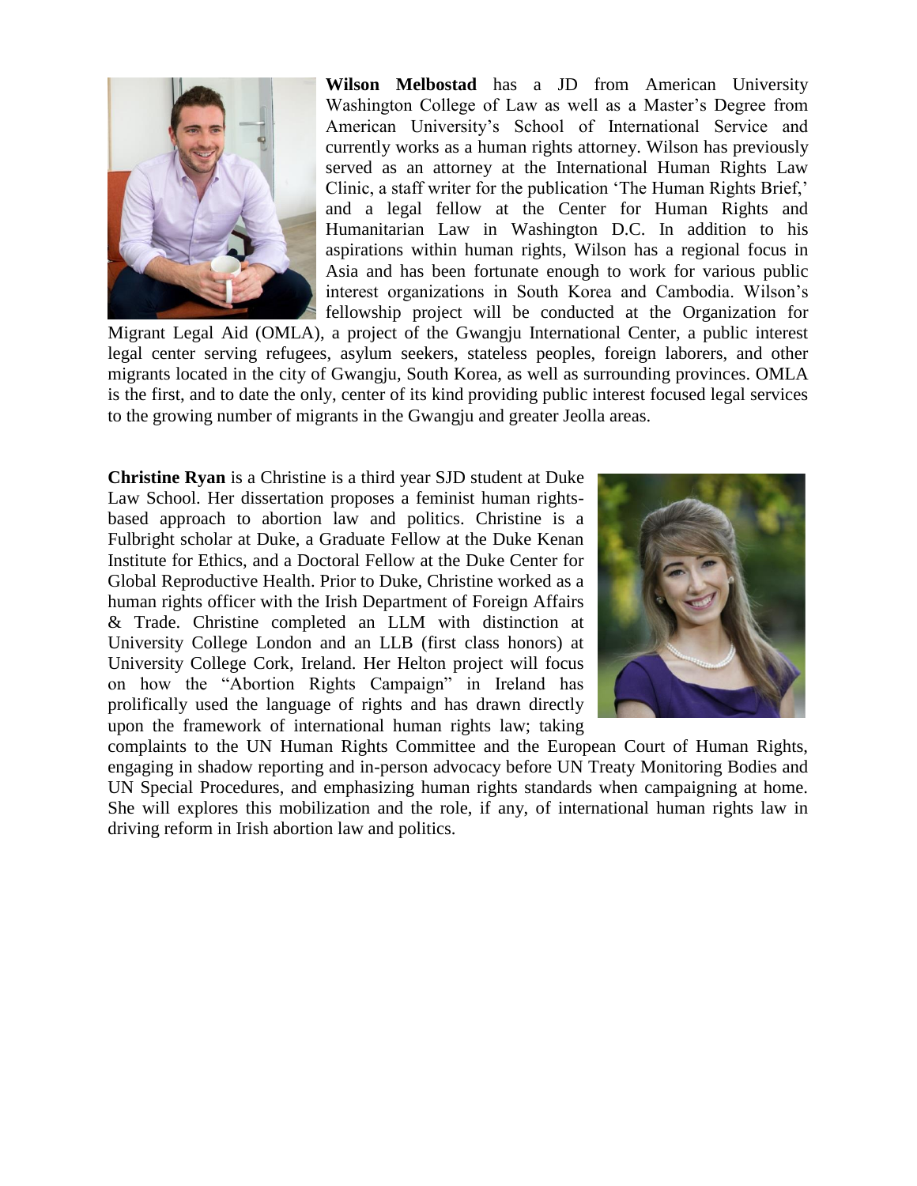**Wilson Melbostad** has a JD from American University Washington College of Law as well as a Master's Degree from American University's School of International Service and currently works as a human rights attorney. Wilson has previously served as an attorney at the International Human Rights Law Clinic, a staff writer for the publication 'The Human Rights Brief,' and a legal fellow at the Center for Human Rights and Humanitarian Law in Washington D.C. In addition to his aspirations within human rights, Wilson has a regional focus in Asia and has been fortunate enough to work for various public interest organizations in South Korea and Cambodia. Wilson's fellowship project will be conducted at the Organization for Migrant Legal Aid (OMLA), a project of the Gwangju International Center, a public interest legal center serving refugees, asylum seekers, stateless peoples, foreign laborers, and other migrants located in the city of Gwangju, South Korea, as well as surrounding provinces. OMLA is the first, and to date the only, center of its kind providing public interest focused legal services to the growing number of migrants in the Gwangju and greater Jeolla areas.

**Christine Ryan** is a Christine is a third year SJD student at Duke Law School. Her dissertation proposes a feminist human rights-based approach to abortion law and politics. Christine is a Fulbright scholar at Duke, a Graduate Fellow at the Duke Kenan Institute for Ethics, and a Doctoral Fellow at the Duke Center for Global Reproductive Health. Prior to Duke, Christine worked as a human rights officer with the Irish Department of Foreign Affairs & Trade. Christine completed an LLM with distinction at University College London and an LLB (first class honors) at University College Cork, Ireland. Her Helton project will focus on how the "Abortion Rights Campaign" in Ireland has prolifically used the language of rights and has drawn directly upon the framework of international human rights law; taking complaints to the UN Human Rights Committee and the European Court of Human Rights, engaging in shadow reporting and in-person advocacy before UN Treaty Monitoring Bodies and UN Special Procedures, and emphasizing human rights standards when campaigning at home. She will explores this mobilization and the role, if any, of international human rights law in driving reform in Irish abortion law and politics.